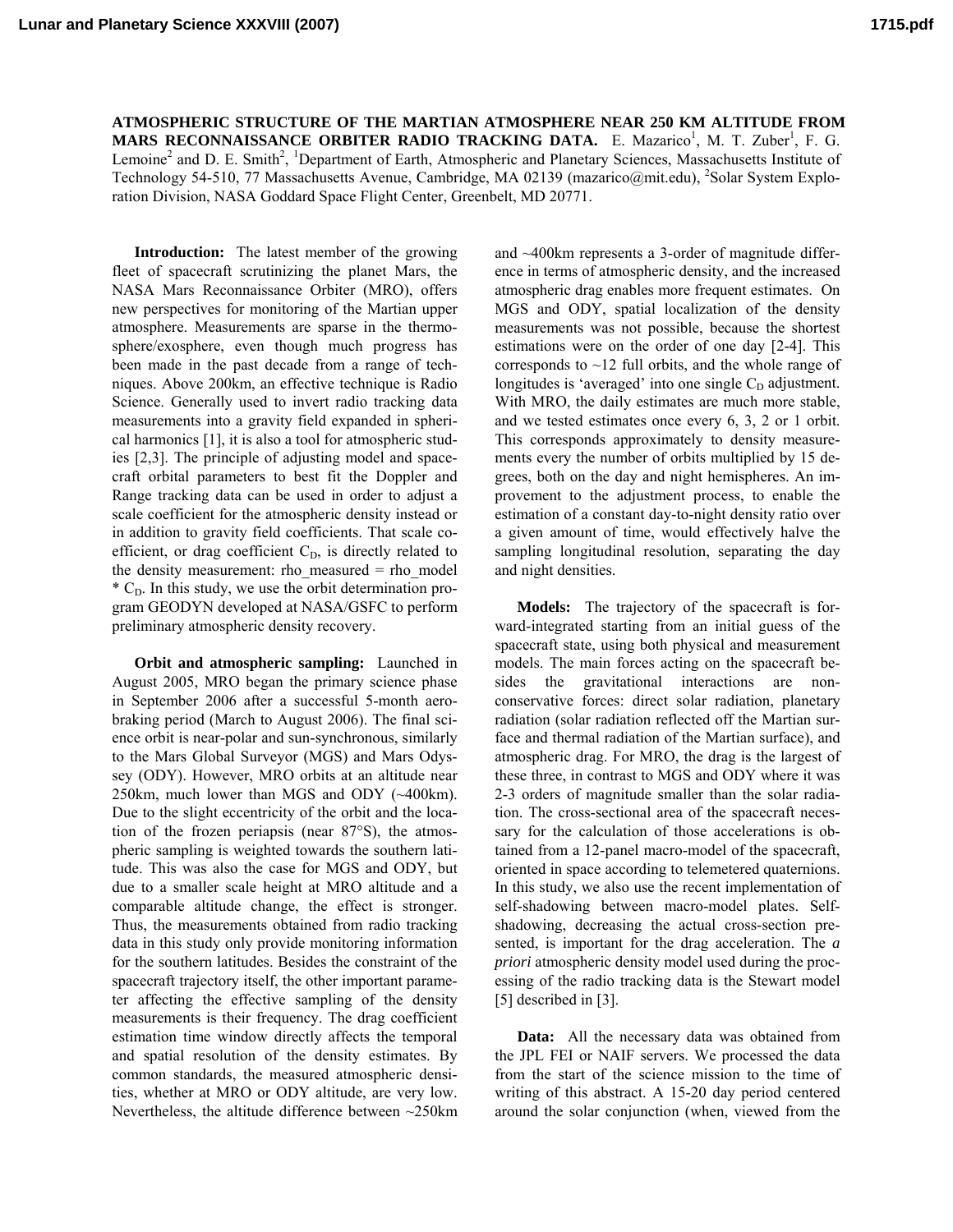# ATMOSPHERIC STRUCTURE OF THE MARTIAN ATMOSPHERE NEAR 250 KM ALTITUDE FROM MARS RECONNAISSANCE ORBITER RADIO TRACKING DATA.

E. Mazarico[1], M. T. Zuber[1], F. G. Lemoine[2] and D. E. Smith[2], [1]Department of Earth, Atmospheric and Planetary Sciences, Massachusetts Institute of Technology 54-510, 77 Massachusetts Avenue, Cambridge, MA 02139 (mazarico@mit.edu), [2]Solar System Exploration Division, NASA Goddard Space Flight Center, Greenbelt, MD 20771.

**Introduction:** The latest member of the growing fleet of spacecraft scrutinizing the planet Mars, the NASA Mars Reconnaissance Orbiter (MRO), offers new perspectives for monitoring of the Martian upper atmosphere. Measurements are sparse in the thermosphere/exosphere, even though much progress has been made in the past decade from a range of techniques. Above 200km, an effective technique is Radio Science. Generally used to invert radio tracking data measurements into a gravity field expanded in spherical harmonics [1], it is also a tool for atmospheric studies [2,3]. The principle of adjusting model and spacecraft orbital parameters to best fit the Doppler and Range tracking data can be used in order to adjust a scale coefficient for the atmospheric density instead or in addition to gravity field coefficients. That scale coefficient, or drag coefficient $C_D$, is directly related to the density measurement: rho_measured = rho_model * $C_D$. In this study, we use the orbit determination program GEODYN developed at NASA/GSFC to perform preliminary atmospheric density recovery.

**Orbit and atmospheric sampling:** Launched in August 2005, MRO began the primary science phase in September 2006 after a successful 5-month aerobraking period (March to August 2006). The final science orbit is near-polar and sun-synchronous, similarly to the Mars Global Surveyor (MGS) and Mars Odyssey (ODY). However, MRO orbits at an altitude near 250km, much lower than MGS and ODY (~400km). Due to the slight eccentricity of the orbit and the location of the frozen periapsis (near 87°S), the atmospheric sampling is weighted towards the southern latitude. This was also the case for MGS and ODY, but due to a smaller scale height at MRO altitude and a comparable altitude change, the effect is stronger. Thus, the measurements obtained from radio tracking data in this study only provide monitoring information for the southern latitudes. Besides the constraint of the spacecraft trajectory itself, the other important parameter affecting the effective sampling of the density measurements is their frequency. The drag coefficient estimation time window directly affects the temporal and spatial resolution of the density estimates. By common standards, the measured atmospheric densities, whether at MRO or ODY altitude, are very low. Nevertheless, the altitude difference between ~250km and ~400km represents a 3-order of magnitude difference in terms of atmospheric density, and the increased atmospheric drag enables more frequent estimates. On MGS and ODY, spatial localization of the density measurements was not possible, because the shortest estimations were on the order of one day [2-4]. This corresponds to ~12 full orbits, and the whole range of longitudes is 'averaged' into one single $C_D$ adjustment. With MRO, the daily estimates are much more stable, and we tested estimates once every 6, 3, 2 or 1 orbit. This corresponds approximately to density measurements every the number of orbits multiplied by 15 degrees, both on the day and night hemispheres. An improvement to the adjustment process, to enable the estimation of a constant day-to-night density ratio over a given amount of time, would effectively halve the sampling longitudinal resolution, separating the day and night densities.

**Models:** The trajectory of the spacecraft is forward-integrated starting from an initial guess of the spacecraft state, using both physical and measurement models. The main forces acting on the spacecraft besides the gravitational interactions are non-conservative forces: direct solar radiation, planetary radiation (solar radiation reflected off the Martian surface and thermal radiation of the Martian surface), and atmospheric drag. For MRO, the drag is the largest of these three, in contrast to MGS and ODY where it was 2-3 orders of magnitude smaller than the solar radiation. The cross-sectional area of the spacecraft necessary for the calculation of those accelerations is obtained from a 12-panel macro-model of the spacecraft, oriented in space according to telemetered quaternions. In this study, we also use the recent implementation of self-shadowing between macro-model plates. Self-shadowing, decreasing the actual cross-section presented, is important for the drag acceleration. The *a priori* atmospheric density model used during the processing of the radio tracking data is the Stewart model [5] described in [3].

**Data:** All the necessary data was obtained from the JPL FEI or NAIF servers. We processed the data from the start of the science mission to the time of writing of this abstract. A 15-20 day period centered around the solar conjunction (when, viewed from the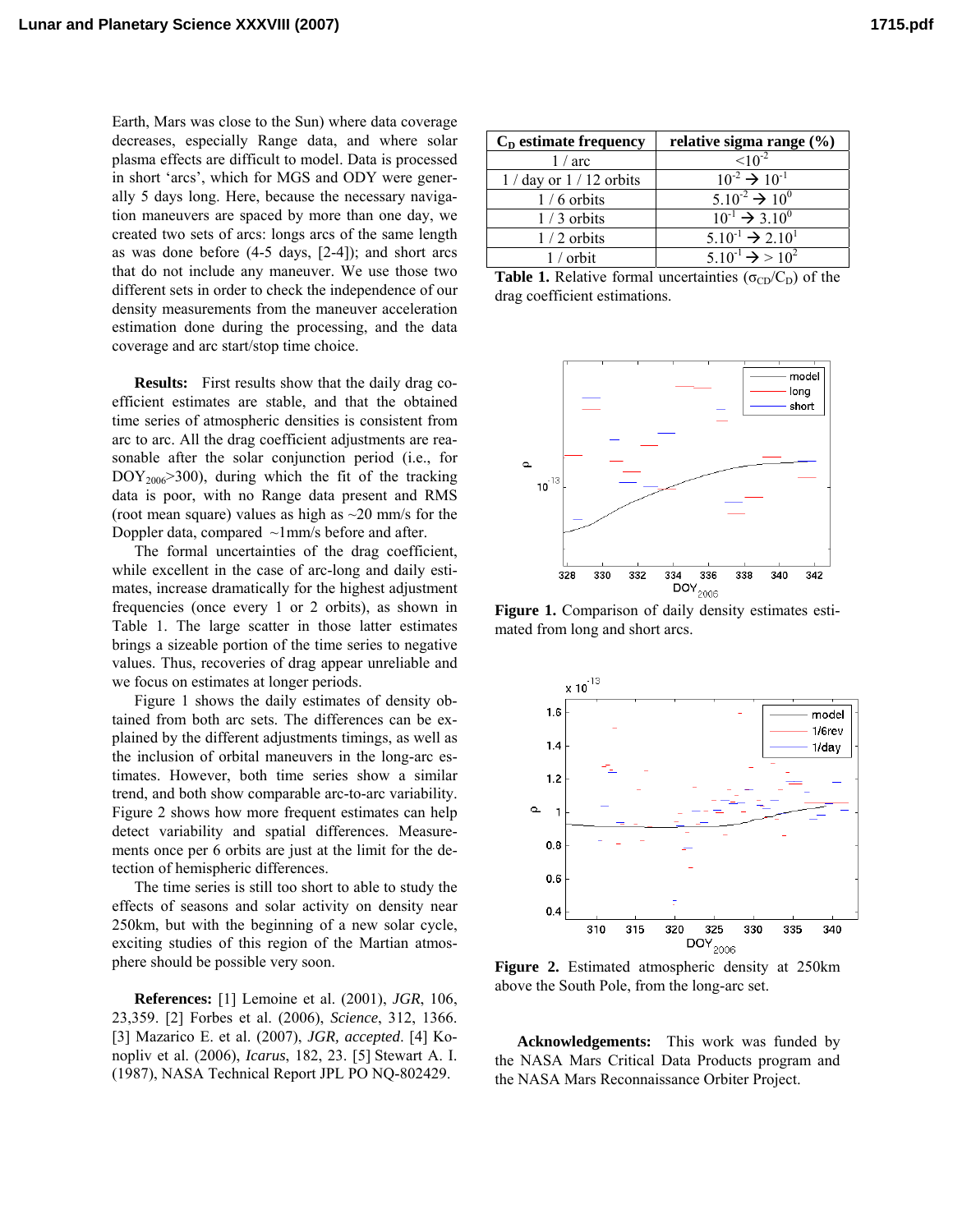Earth, Mars was close to the Sun) where data coverage decreases, especially Range data, and where solar plasma effects are difficult to model. Data is processed in short 'arcs', which for MGS and ODY were generally 5 days long. Here, because the necessary navigation maneuvers are spaced by more than one day, we created two sets of arcs: longs arcs of the same length as was done before (4-5 days, [2-4]); and short arcs that do not include any maneuver. We use those two different sets in order to check the independence of our density measurements from the maneuver acceleration estimation done during the processing, and the data coverage and arc start/stop time choice.

**Results:** First results show that the daily drag coefficient estimates are stable, and that the obtained time series of atmospheric densities is consistent from arc to arc. All the drag coefficient adjustments are reasonable after the solar conjunction period (i.e., for $DOY_{2006}$>300), during which the fit of the tracking data is poor, with no Range data present and RMS (root mean square) values as high as ~20 mm/s for the Doppler data, compared ~1mm/s before and after.

The formal uncertainties of the drag coefficient, while excellent in the case of arc-long and daily estimates, increase dramatically for the highest adjustment frequencies (once every 1 or 2 orbits), as shown in Table 1. The large scatter in those latter estimates brings a sizeable portion of the time series to negative values. Thus, recoveries of drag appear unreliable and we focus on estimates at longer periods.

Figure 1 shows the daily estimates of density obtained from both arc sets. The differences can be explained by the different adjustments timings, as well as the inclusion of orbital maneuvers in the long-arc estimates. However, both time series show a similar trend, and both show comparable arc-to-arc variability. Figure 2 shows how more frequent estimates can help detect variability and spatial differences. Measurements once per 6 orbits are just at the limit for the detection of hemispheric differences.

The time series is still too short to able to study the effects of seasons and solar activity on density near 250km, but with the beginning of a new solar cycle, exciting studies of this region of the Martian atmosphere should be possible very soon.

**References:** [1] Lemoine et al. (2001), *JGR*, 106, 23,359. [2] Forbes et al. (2006), *Science*, 312, 1366. [3] Mazarico E. et al. (2007), *JGR, accepted*. [4] Konopliv et al. (2006), *Icarus*, 182, 23. [5] Stewart A. I. (1987), NASA Technical Report JPL PO NQ-802429.

| $C_D$ estimate frequency | relative sigma range (%) |
|---|---|
| 1 / arc | $<10^{-2}$ |
| 1 / day or 1 / 12 orbits | $10^{-2} \rightarrow 10^{-1}$ |
| 1 / 6 orbits | $5.10^{-2} \rightarrow 10^{0}$ |
| 1 / 3 orbits | $10^{-1} \rightarrow 3.10^{0}$ |
| 1 / 2 orbits | $5.10^{-1} \rightarrow 2.10^{1}$ |
| 1 / orbit | $5.10^{-1} \rightarrow > 10^{2}$ |

**Table 1.** Relative formal uncertainties ($\sigma_{CD}/C_D$) of the drag coefficient estimations.

model
long
short
ρ
10^-13
328 330 332 334 336 338 340 342
DOY 2006

**Figure 1.** Comparison of daily density estimates estimated from long and short arcs.

x 10^-13
model
1/6rev
1/day
ρ
1.6 1.4 1.2 1 0.8 0.6 0.4
310 315 320 325 330 335 340
DOY 2006

**Figure 2.** Estimated atmospheric density at 250km above the South Pole, from the long-arc set.

**Acknowledgements:** This work was funded by the NASA Mars Critical Data Products program and the NASA Mars Reconnaissance Orbiter Project.